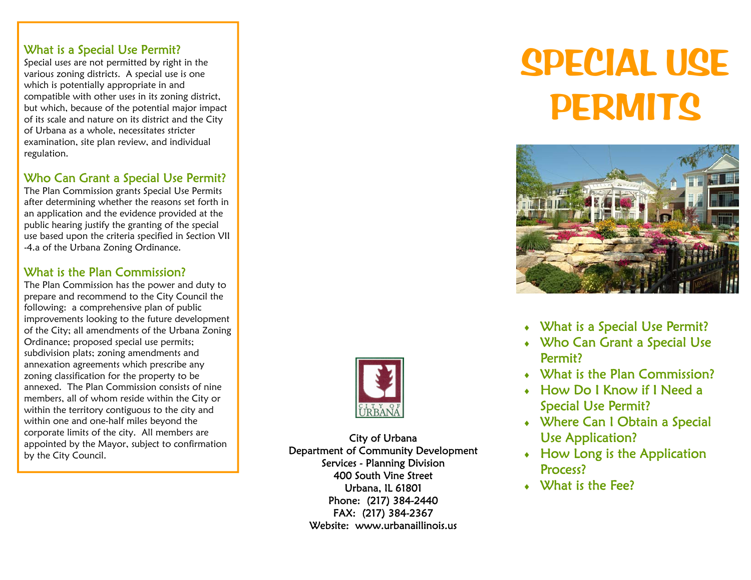## What is a Special Use Permit?

Special uses are not permitted by right in the various zoning districts. A special use is one which is potentially appropriate in and compatible with other uses in its zoning district, but which, because of the potential major impact of its scale and nature on its district and the City of Urbana as a whole, necessitates stricter examination, site plan review, and individual regulation.

## Who Can Grant a Special Use Permit?

The Plan Commission grants Special Use Permits after determining whether the reasons set forth in an application and the evidence provided at the public hearing justify the granting of the special use based upon the criteria specified in Section VII-4.a of the Urbana Zoning Ordinance.

## What is the Plan Commission?

The Plan Commission has the power and duty to prepare and recommend to the City Council the following: a comprehensive plan of public improvements looking to the future development of the City; all amendments of the Urbana Zoning Ordinance; proposed special use permits; subdivision plats; zoning amendments and annexation agreements which prescribe any zoning classification for the property to be annexed. The Plan Commission consists of nine members, all of whom reside within the City or within the territory contiguous to the city and within one and one-half miles beyond the corporate limits of the city. All members are appointed by the Mayor, subject to confirmation by the City Council.

City of Urbana
Department of Community Development Services - Planning Division
400 South Vine Street
Urbana, IL 61801
Phone: (217) 384-2440
FAX: (217) 384-2367
Website: www.urbanaillinois.us

# SPECIAL USE PERMITS

- What is a Special Use Permit?
- Who Can Grant a Special Use Permit?
- What is the Plan Commission?
- How Do I Know if I Need a Special Use Permit?
- Where Can I Obtain a Special Use Application?
- How Long is the Application Process?
- What is the Fee?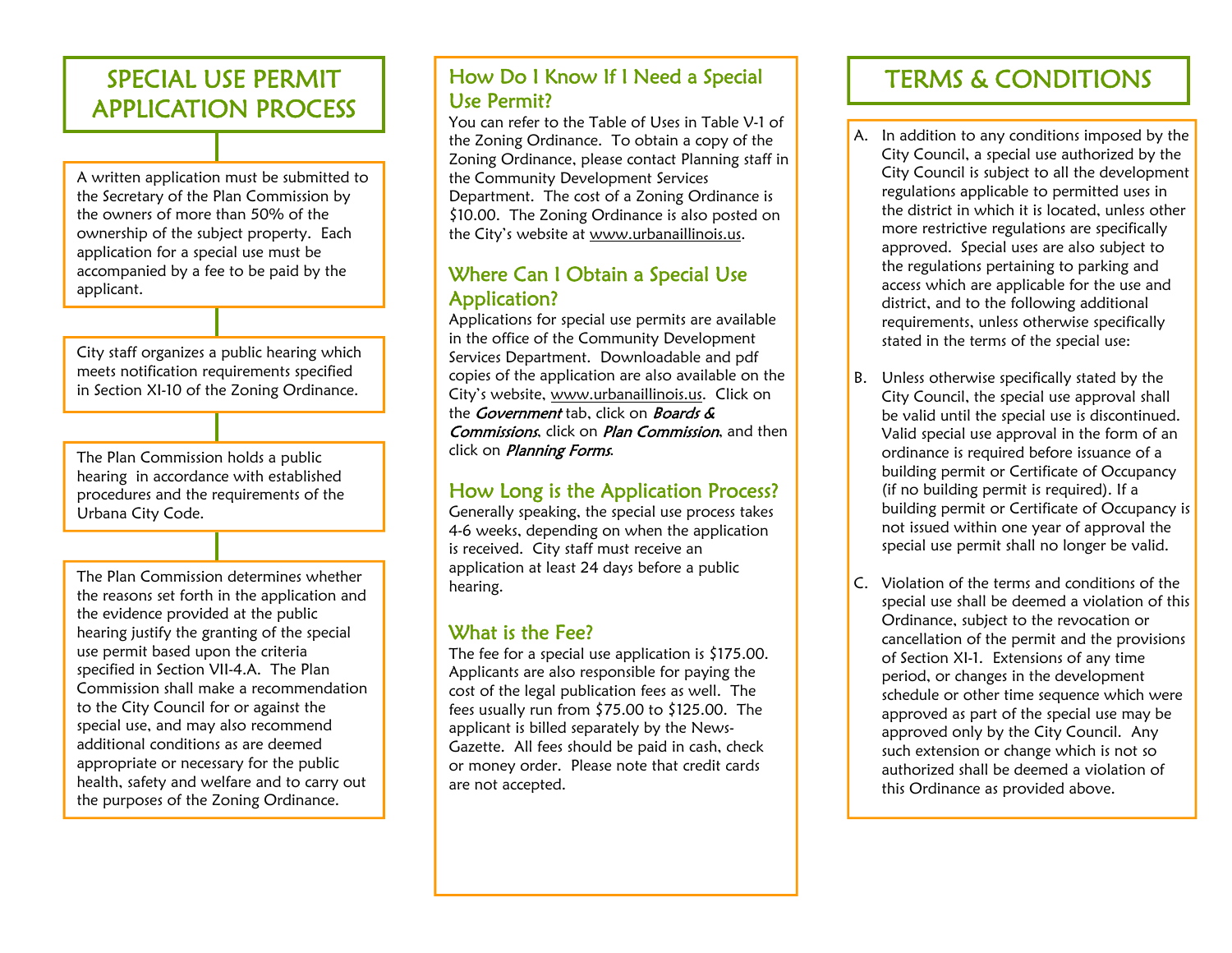# SPECIAL USE PERMIT APPLICATION PROCESS

A written application must be submitted to the Secretary of the Plan Commission by the owners of more than 50% of the ownership of the subject property. Each application for a special use must be accompanied by a fee to be paid by the applicant.

City staff organizes a public hearing which meets notification requirements specified in Section XI-10 of the Zoning Ordinance.

The Plan Commission holds a public hearing in accordance with established procedures and the requirements of the Urbana City Code.

The Plan Commission determines whether the reasons set forth in the application and the evidence provided at the public hearing justify the granting of the special use permit based upon the criteria specified in Section VII-4.A. The Plan Commission shall make a recommendation to the City Council for or against the special use, and may also recommend additional conditions as are deemed appropriate or necessary for the public health, safety and welfare and to carry out the purposes of the Zoning Ordinance.

## How Do I Know If I Need a Special Use Permit?

You can refer to the Table of Uses in Table V-1 of the Zoning Ordinance. To obtain a copy of the Zoning Ordinance, please contact Planning staff in the Community Development Services Department. The cost of a Zoning Ordinance is $10.00. The Zoning Ordinance is also posted on the City's website at www.urbanaillinois.us.

## Where Can I Obtain a Special Use Application?

Applications for special use permits are available in the office of the Community Development Services Department. Downloadable and pdf copies of the application are also available on the City's website, www.urbanaillinois.us. Click on the *Government* tab, click on *Boards & Commissions*, click on *Plan Commission*, and then click on *Planning Forms*.

## How Long is the Application Process?

Generally speaking, the special use process takes 4-6 weeks, depending on when the application is received. City staff must receive an application at least 24 days before a public hearing.

## What is the Fee?

The fee for a special use application is $175.00. Applicants are also responsible for paying the cost of the legal publication fees as well. The fees usually run from $75.00 to $125.00. The applicant is billed separately by the News-Gazette. All fees should be paid in cash, check or money order. Please note that credit cards are not accepted.

# TERMS & CONDITIONS

A. In addition to any conditions imposed by the City Council, a special use authorized by the City Council is subject to all the development regulations applicable to permitted uses in the district in which it is located, unless other more restrictive regulations are specifically approved. Special uses are also subject to the regulations pertaining to parking and access which are applicable for the use and district, and to the following additional requirements, unless otherwise specifically stated in the terms of the special use:

B. Unless otherwise specifically stated by the City Council, the special use approval shall be valid until the special use is discontinued. Valid special use approval in the form of an ordinance is required before issuance of a building permit or Certificate of Occupancy (if no building permit is required). If a building permit or Certificate of Occupancy is not issued within one year of approval the special use permit shall no longer be valid.

C. Violation of the terms and conditions of the special use shall be deemed a violation of this Ordinance, subject to the revocation or cancellation of the permit and the provisions of Section XI-1. Extensions of any time period, or changes in the development schedule or other time sequence which were approved as part of the special use may be approved only by the City Council. Any such extension or change which is not so authorized shall be deemed a violation of this Ordinance as provided above.